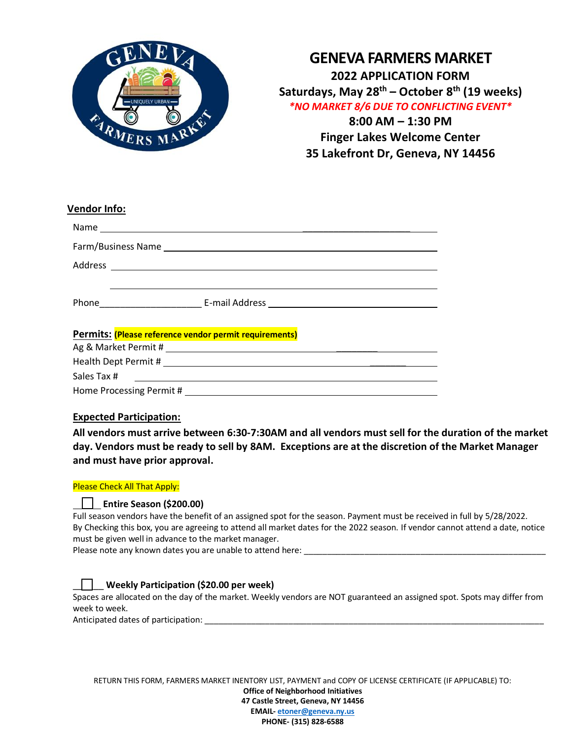# GENEVA FARMERS MARKET

**2022 APPLICATION FORM**

**Saturdays, May 28th – October 8th (19 weeks)**

***\*NO MARKET 8/6 DUE TO CONFLICTING EVENT\****

**8:00 AM – 1:30 PM**

**Finger Lakes Welcome Center**

**35 Lakefront Dr, Geneva, NY 14456**

## Vendor Info:

Name ______________________________________________

Farm/Business Name ______________________________________________

Address ______________________________________________

______________________________________________

Phone____________________ E-mail Address ______________________________

## Permits: (Please reference vendor permit requirements)

Ag & Market Permit # ______________________________________________

Health Dept Permit # ______________________________________________

Sales Tax # ______________________________________________

Home Processing Permit # ______________________________________________

## Expected Participation:

**All vendors must arrive between 6:30-7:30AM and all vendors must sell for the duration of the market day. Vendors must be ready to sell by 8AM. Exceptions are at the discretion of the Market Manager and must have prior approval.**

Please Check All That Apply:

☐ **Entire Season ($200.00)**

Full season vendors have the benefit of an assigned spot for the season. Payment must be received in full by 5/28/2022. By Checking this box, you are agreeing to attend all market dates for the 2022 season. If vendor cannot attend a date, notice must be given well in advance to the market manager.

Please note any known dates you are unable to attend here: ______________________________________________

☐ **Weekly Participation ($20.00 per week)**

Spaces are allocated on the day of the market. Weekly vendors are NOT guaranteed an assigned spot. Spots may differ from week to week.

Anticipated dates of participation: ______________________________________________

RETURN THIS FORM, FARMERS MARKET INENTORY LIST, PAYMENT and COPY OF LICENSE CERTIFICATE (IF APPLICABLE) TO:

**Office of Neighborhood Initiatives**

**47 Castle Street, Geneva, NY 14456**

**EMAIL- etoner@geneva.ny.us**

**PHONE- (315) 828-6588**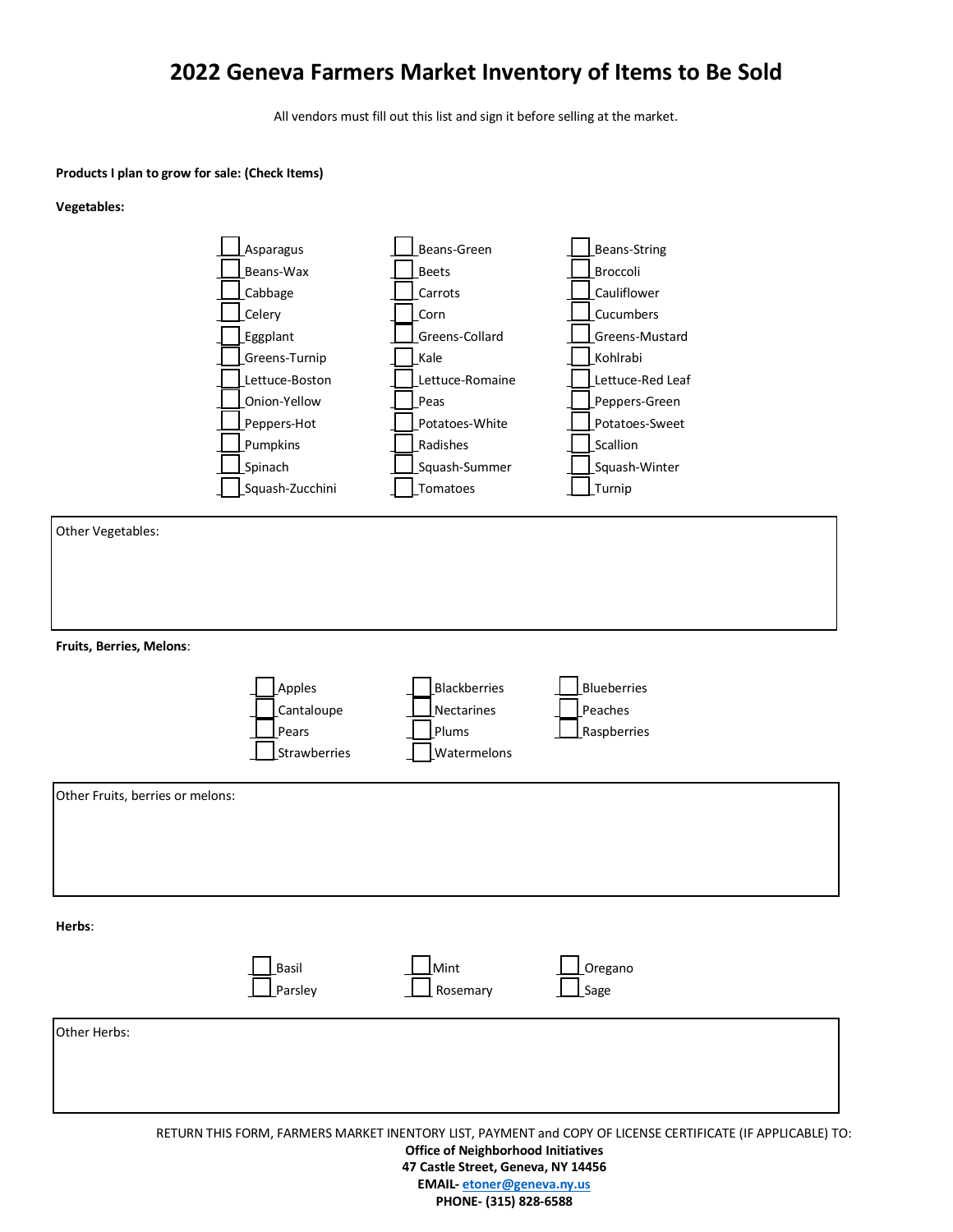# 2022 Geneva Farmers Market Inventory of Items to Be Sold

All vendors must fill out this list and sign it before selling at the market.

**Products I plan to grow for sale: (Check Items)**

**Vegetables:**

| | | |
|---|---|---|
| ☐ Asparagus | ☐ Beans-Green | ☐ Beans-String |
| ☐ Beans-Wax | ☐ Beets | ☐ Broccoli |
| ☐ Cabbage | ☐ Carrots | ☐ Cauliflower |
| ☐ Celery | ☐ Corn | ☐ Cucumbers |
| ☐ Eggplant | ☐ Greens-Collard | ☐ Greens-Mustard |
| ☐ Greens-Turnip | ☐ Kale | ☐ Kohlrabi |
| ☐ Lettuce-Boston | ☐ Lettuce-Romaine | ☐ Lettuce-Red Leaf |
| ☐ Onion-Yellow | ☐ Peas | ☐ Peppers-Green |
| ☐ Peppers-Hot | ☐ Potatoes-White | ☐ Potatoes-Sweet |
| ☐ Pumpkins | ☐ Radishes | ☐ Scallion |
| ☐ Spinach | ☐ Squash-Summer | ☐ Squash-Winter |
| ☐ Squash-Zucchini | ☐ Tomatoes | ☐ Turnip |

Other Vegetables:

**Fruits, Berries, Melons**:

| | | |
|---|---|---|
| ☐ Apples | ☐ Blackberries | ☐ Blueberries |
| ☐ Cantaloupe | ☐ Nectarines | ☐ Peaches |
| ☐ Pears | ☐ Plums | ☐ Raspberries |
| ☐ Strawberries | ☐ Watermelons | |

Other Fruits, berries or melons:

**Herbs**:

| | | |
|---|---|---|
| ☐ Basil | ☐ Mint | ☐ Oregano |
| ☐ Parsley | ☐ Rosemary | ☐ Sage |

Other Herbs:

RETURN THIS FORM, FARMERS MARKET INENTORY LIST, PAYMENT and COPY OF LICENSE CERTIFICATE (IF APPLICABLE) TO:

**Office of Neighborhood Initiatives**
**47 Castle Street, Geneva, NY 14456**
**EMAIL- etoner@geneva.ny.us**
**PHONE- (315) 828-6588**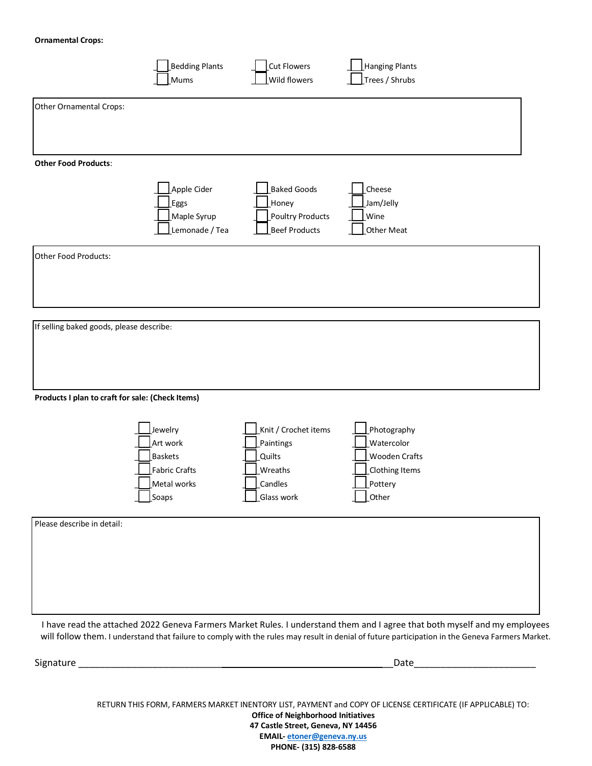**Ornamental Crops:**

- [ ] Bedding Plants
- [ ] Mums
- [ ] Cut Flowers
- [ ] Wild flowers
- [ ] Hanging Plants
- [ ] Trees / Shrubs

Other Ornamental Crops:

**Other Food Products**:

- [ ] Apple Cider
- [ ] Eggs
- [ ] Maple Syrup
- [ ] Lemonade / Tea
- [ ] Baked Goods
- [ ] Honey
- [ ] Poultry Products
- [ ] Beef Products
- [ ] Cheese
- [ ] Jam/Jelly
- [ ] Wine
- [ ] Other Meat

Other Food Products:

If selling baked goods, please describe:

**Products I plan to craft for sale: (Check Items)**

- [ ] Jewelry
- [ ] Art work
- [ ] Baskets
- [ ] Fabric Crafts
- [ ] Metal works
- [ ] Soaps
- [ ] Knit / Crochet items
- [ ] Paintings
- [ ] Quilts
- [ ] Wreaths
- [ ] Candles
- [ ] Glass work
- [ ] Photography
- [ ] Watercolor
- [ ] Wooden Crafts
- [ ] Clothing Items
- [ ] Pottery
- [ ] Other

Please describe in detail:

I have read the attached 2022 Geneva Farmers Market Rules. I understand them and I agree that both myself and my employees will follow them. I understand that failure to comply with the rules may result in denial of future participation in the Geneva Farmers Market.

Signature ____________________________________________________________ Date________________________

RETURN THIS FORM, FARMERS MARKET INENTORY LIST, PAYMENT and COPY OF LICENSE CERTIFICATE (IF APPLICABLE) TO:

**Office of Neighborhood Initiatives**
**47 Castle Street, Geneva, NY 14456**
**EMAIL- etoner@geneva.ny.us**
**PHONE- (315) 828-6588**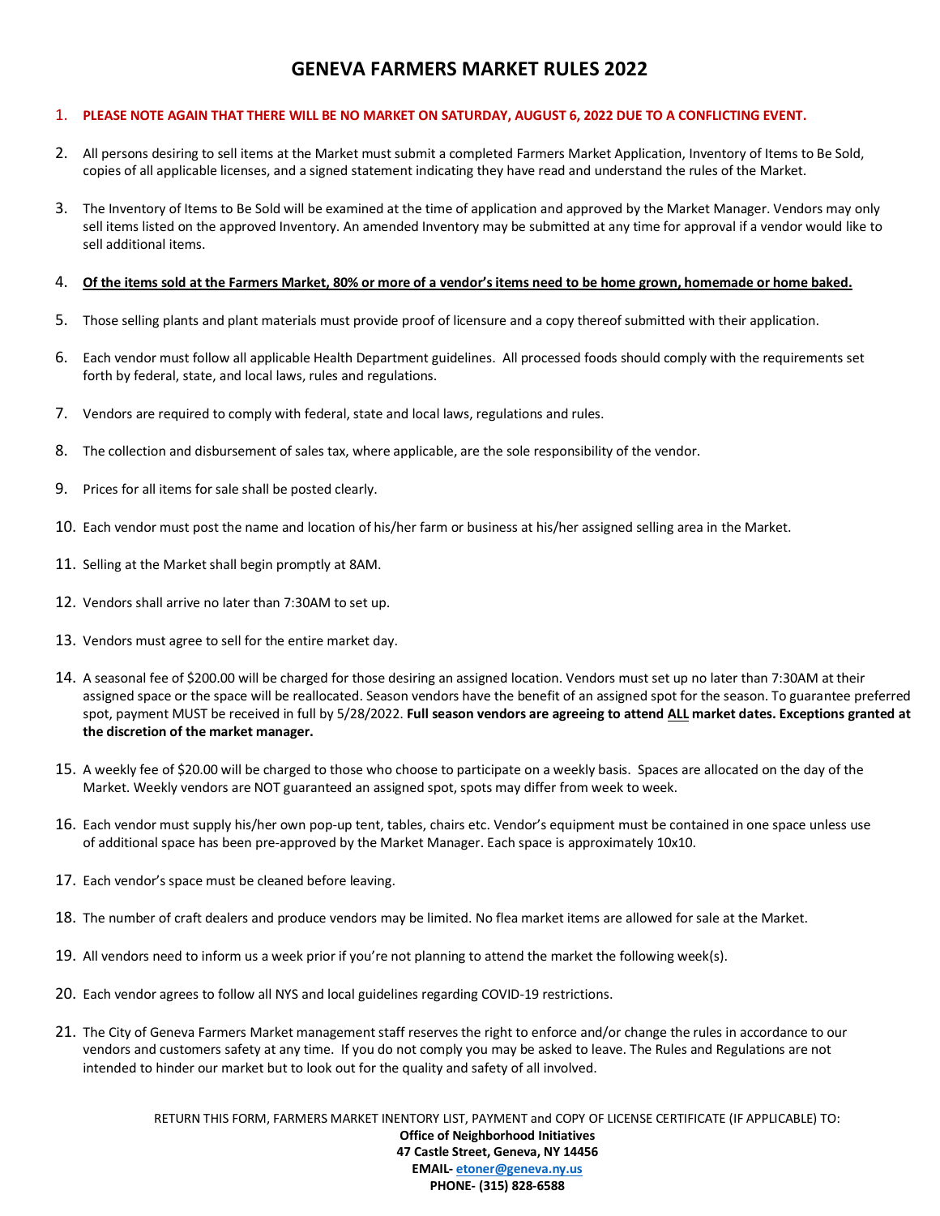# GENEVA FARMERS MARKET RULES 2022

1. **PLEASE NOTE AGAIN THAT THERE WILL BE NO MARKET ON SATURDAY, AUGUST 6, 2022 DUE TO A CONFLICTING EVENT.**
2. All persons desiring to sell items at the Market must submit a completed Farmers Market Application, Inventory of Items to Be Sold, copies of all applicable licenses, and a signed statement indicating they have read and understand the rules of the Market.
3. The Inventory of Items to Be Sold will be examined at the time of application and approved by the Market Manager. Vendors may only sell items listed on the approved Inventory. An amended Inventory may be submitted at any time for approval if a vendor would like to sell additional items.
4. **<u>Of the items sold at the Farmers Market, 80% or more of a vendor's items need to be home grown, homemade or home baked.</u>**
5. Those selling plants and plant materials must provide proof of licensure and a copy thereof submitted with their application.
6. Each vendor must follow all applicable Health Department guidelines. All processed foods should comply with the requirements set forth by federal, state, and local laws, rules and regulations.
7. Vendors are required to comply with federal, state and local laws, regulations and rules.
8. The collection and disbursement of sales tax, where applicable, are the sole responsibility of the vendor.
9. Prices for all items for sale shall be posted clearly.
10. Each vendor must post the name and location of his/her farm or business at his/her assigned selling area in the Market.
11. Selling at the Market shall begin promptly at 8AM.
12. Vendors shall arrive no later than 7:30AM to set up.
13. Vendors must agree to sell for the entire market day.
14. A seasonal fee of $200.00 will be charged for those desiring an assigned location. Vendors must set up no later than 7:30AM at their assigned space or the space will be reallocated. Season vendors have the benefit of an assigned spot for the season. To guarantee preferred spot, payment MUST be received in full by 5/28/2022. **Full season vendors are agreeing to attend <u>ALL</u> market dates. Exceptions granted at the discretion of the market manager.**
15. A weekly fee of $20.00 will be charged to those who choose to participate on a weekly basis. Spaces are allocated on the day of the Market. Weekly vendors are NOT guaranteed an assigned spot, spots may differ from week to week.
16. Each vendor must supply his/her own pop-up tent, tables, chairs etc. Vendor's equipment must be contained in one space unless use of additional space has been pre-approved by the Market Manager. Each space is approximately 10x10.
17. Each vendor's space must be cleaned before leaving.
18. The number of craft dealers and produce vendors may be limited. No flea market items are allowed for sale at the Market.
19. All vendors need to inform us a week prior if you're not planning to attend the market the following week(s).
20. Each vendor agrees to follow all NYS and local guidelines regarding COVID-19 restrictions.
21. The City of Geneva Farmers Market management staff reserves the right to enforce and/or change the rules in accordance to our vendors and customers safety at any time. If you do not comply you may be asked to leave. The Rules and Regulations are not intended to hinder our market but to look out for the quality and safety of all involved.

RETURN THIS FORM, FARMERS MARKET INENTORY LIST, PAYMENT and COPY OF LICENSE CERTIFICATE (IF APPLICABLE) TO:

**Office of Neighborhood Initiatives**
**47 Castle Street, Geneva, NY 14456**
**EMAIL- etoner@geneva.ny.us**
**PHONE- (315) 828-6588**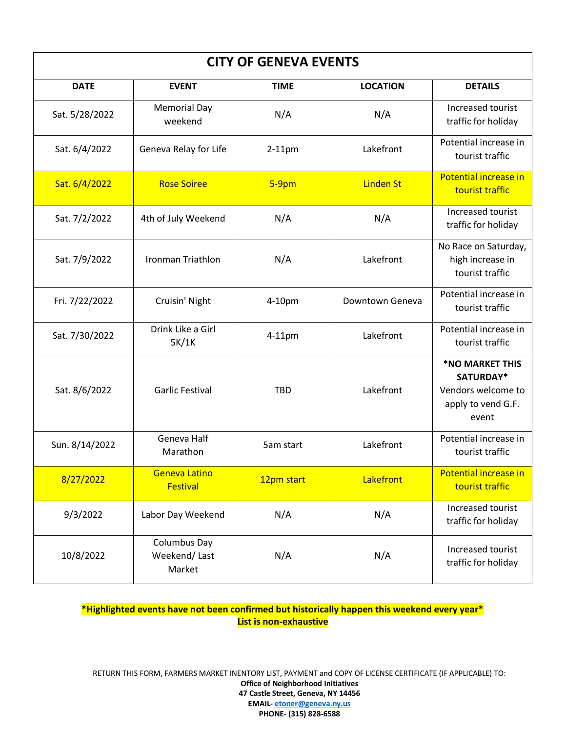# CITY OF GENEVA EVENTS

| DATE | EVENT | TIME | LOCATION | DETAILS |
|---|---|---|---|---|
| Sat. 5/28/2022 | Memorial Day weekend | N/A | N/A | Increased tourist traffic for holiday |
| Sat. 6/4/2022 | Geneva Relay for Life | 2-11pm | Lakefront | Potential increase in tourist traffic |
| Sat. 6/4/2022 | Rose Soiree | 5-9pm | Linden St | Potential increase in tourist traffic |
| Sat. 7/2/2022 | 4th of July Weekend | N/A | N/A | Increased tourist traffic for holiday |
| Sat. 7/9/2022 | Ironman Triathlon | N/A | Lakefront | No Race on Saturday, high increase in tourist traffic |
| Fri. 7/22/2022 | Cruisin' Night | 4-10pm | Downtown Geneva | Potential increase in tourist traffic |
| Sat. 7/30/2022 | Drink Like a Girl 5K/1K | 4-11pm | Lakefront | Potential increase in tourist traffic |
| Sat. 8/6/2022 | Garlic Festival | TBD | Lakefront | **\*NO MARKET THIS SATURDAY\*** Vendors welcome to apply to vend G.F. event |
| Sun. 8/14/2022 | Geneva Half Marathon | 5am start | Lakefront | Potential increase in tourist traffic |
| 8/27/2022 | Geneva Latino Festival | 12pm start | Lakefront | Potential increase in tourist traffic |
| 9/3/2022 | Labor Day Weekend | N/A | N/A | Increased tourist traffic for holiday |
| 10/8/2022 | Columbus Day Weekend/ Last Market | N/A | N/A | Increased tourist traffic for holiday |

**\*Highlighted events have not been confirmed but historically happen this weekend every year\***
**List is non-exhaustive**

RETURN THIS FORM, FARMERS MARKET INENTORY LIST, PAYMENT and COPY OF LICENSE CERTIFICATE (IF APPLICABLE) TO:
**Office of Neighborhood Initiatives**
**47 Castle Street, Geneva, NY 14456**
**EMAIL- etoner@geneva.ny.us**
**PHONE- (315) 828-6588**